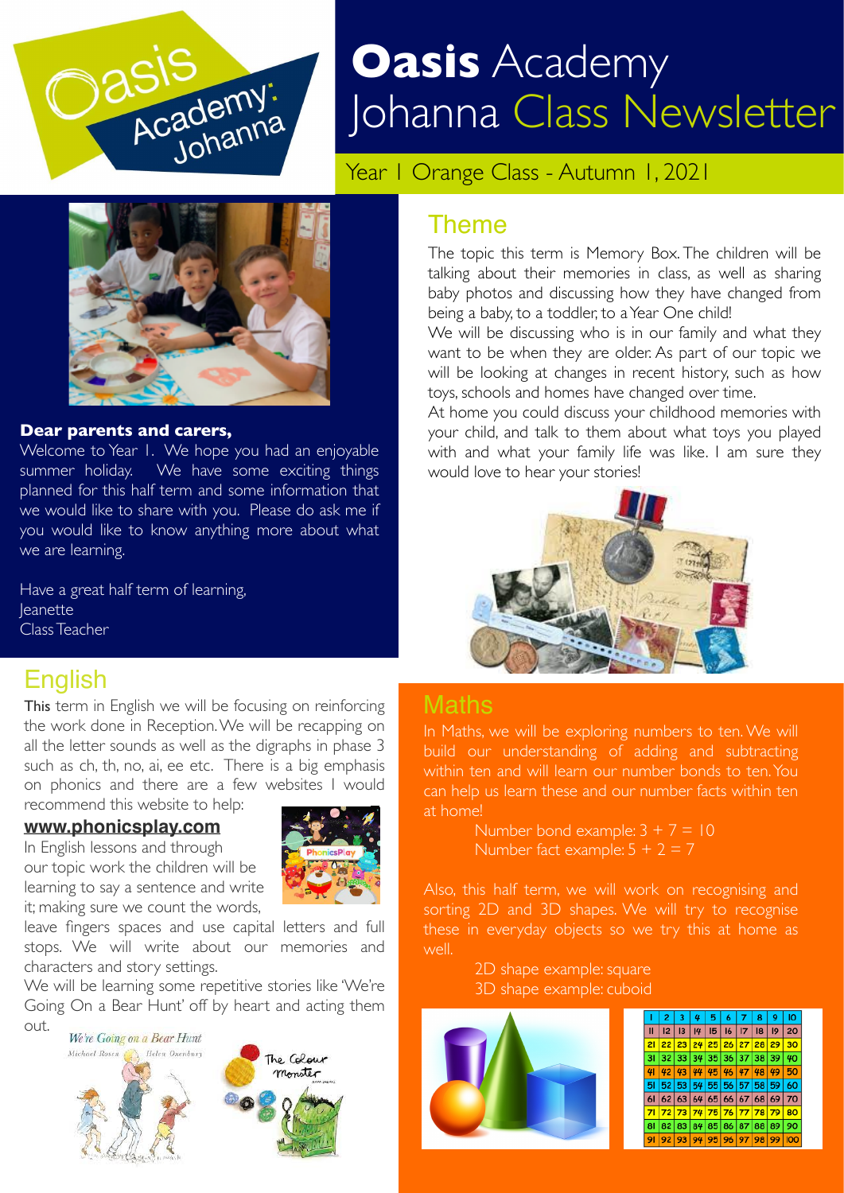# **Oasis** Academy Johanna Class Newsletter

Year 1 Orange Class - Autumn 1, 2021

**Dear parents and carers,**

Welcome to Year 1. We hope you had an enjoyable summer holiday. We have some exciting things planned for this half term and some information that we would like to share with you. Please do ask me if you would like to know anything more about what we are learning.

Have a great half term of learning,
Jeanette
Class Teacher

## Theme

The topic this term is Memory Box. The children will be talking about their memories in class, as well as sharing baby photos and discussing how they have changed from being a baby, to a toddler, to a Year One child!

We will be discussing who is in our family and what they want to be when they are older. As part of our topic we will be looking at changes in recent history, such as how toys, schools and homes have changed over time.

At home you could discuss your childhood memories with your child, and talk to them about what toys you played with and what your family life was like. I am sure they would love to hear your stories!

## English

This term in English we will be focusing on reinforcing the work done in Reception. We will be recapping on all the letter sounds as well as the digraphs in phase 3 such as ch, th, no, ai, ee etc. There is a big emphasis on phonics and there are a few websites I would recommend this website to help:

**www.phonicsplay.com**

In English lessons and through our topic work the children will be learning to say a sentence and write it; making sure we count the words, leave fingers spaces and use capital letters and full stops. We will write about our memories and characters and story settings.

We will be learning some repetitive stories like 'We're Going On a Bear Hunt' off by heart and acting them out.

## Maths

In Maths, we will be exploring numbers to ten. We will build our understanding of adding and subtracting within ten and will learn our number bonds to ten. You can help us learn these and our number facts within ten at home!

Number bond example: $3 + 7 = 10$
Number fact example: $5 + 2 = 7$

Also, this half term, we will work on recognising and sorting 2D and 3D shapes. We will try to recognise these in everyday objects so we try this at home as well.

2D shape example: square
3D shape example: cuboid

| 1 | 2 | 3 | 4 | 5 | 6 | 7 | 8 | 9 | 10 |
|---|---|---|---|---|---|---|---|---|---|
| 11 | 12 | 13 | 14 | 15 | 16 | 17 | 18 | 19 | 20 |
| 21 | 22 | 23 | 24 | 25 | 26 | 27 | 28 | 29 | 30 |
| 31 | 32 | 33 | 34 | 35 | 36 | 37 | 38 | 39 | 40 |
| 41 | 42 | 43 | 44 | 45 | 46 | 47 | 48 | 49 | 50 |
| 51 | 52 | 53 | 54 | 55 | 56 | 57 | 58 | 59 | 60 |
| 61 | 62 | 63 | 64 | 65 | 66 | 67 | 68 | 69 | 70 |
| 71 | 72 | 73 | 74 | 75 | 76 | 77 | 78 | 79 | 80 |
| 81 | 82 | 83 | 84 | 85 | 86 | 87 | 88 | 89 | 90 |
| 91 | 92 | 93 | 94 | 95 | 96 | 97 | 98 | 99 | 100 |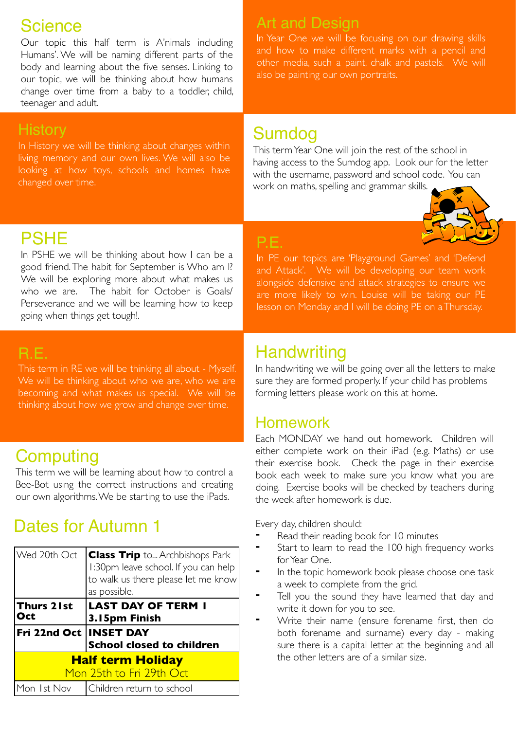## Science

Our topic this half term is A'nimals including Humans'. We will be naming different parts of the body and learning about the five senses. Linking to our topic, we will be thinking about how humans change over time from a baby to a toddler, child, teenager and adult.

## Art and Design

In Year One we will be focusing on our drawing skills and how to make different marks with a pencil and other media, such a paint, chalk and pastels. We will also be painting our own portraits.

## History

In History we will be thinking about changes within living memory and our own lives. We will also be looking at how toys, schools and homes have changed over time.

## Sumdog

This term Year One will join the rest of the school in having access to the Sumdog app. Look our for the letter with the username, password and school code. You can work on maths, spelling and grammar skills.

## PSHE

In PSHE we will be thinking about how I can be a good friend. The habit for September is Who am I? We will be exploring more about what makes us who we are. The habit for October is Goals/ Perseverance and we will be learning how to keep going when things get tough!.

## P.E.

In PE our topics are 'Playground Games' and 'Defend and Attack'. We will be developing our team work alongside defensive and attack strategies to ensure we are more likely to win. Louise will be taking our PE lesson on Monday and I will be doing PE on a Thursday.

## R.E.

This term in RE we will be thinking all about - Myself. We will be thinking about who we are, who we are becoming and what makes us special. We will be thinking about how we grow and change over time.

## Handwriting

In handwriting we will be going over all the letters to make sure they are formed properly. If your child has problems forming letters please work on this at home.

## Computing

This term we will be learning about how to control a Bee-Bot using the correct instructions and creating our own algorithms. We be starting to use the iPads.

## Homework

Each MONDAY we hand out homework. Children will either complete work on their iPad (e.g. Maths) or use their exercise book. Check the page in their exercise book each week to make sure you know what you are doing. Exercise books will be checked by teachers during the week after homework is due.

Every day, children should:

- Read their reading book for 10 minutes
- Start to learn to read the 100 high frequency works for Year One.
- In the topic homework book please choose one task a week to complete from the grid.
- Tell you the sound they have learned that day and write it down for you to see.
- Write their name (ensure forename first, then do both forename and surname) every day - making sure there is a capital letter at the beginning and all the other letters are of a similar size.

## Dates for Autumn 1

| | |
|---|---|
| Wed 20th Oct | **Class Trip** to... Archbishops Park 1:30pm leave school. If you can help to walk us there please let me know as possible. |
| **Thurs 21st Oct** | **LAST DAY OF TERM 1 3.15pm Finish** |
| **Fri 22nd Oct** | **INSET DAY School closed to children** |
| **Half term Holiday** Mon 25th to Fri 29th Oct | |
| Mon 1st Nov | Children return to school |